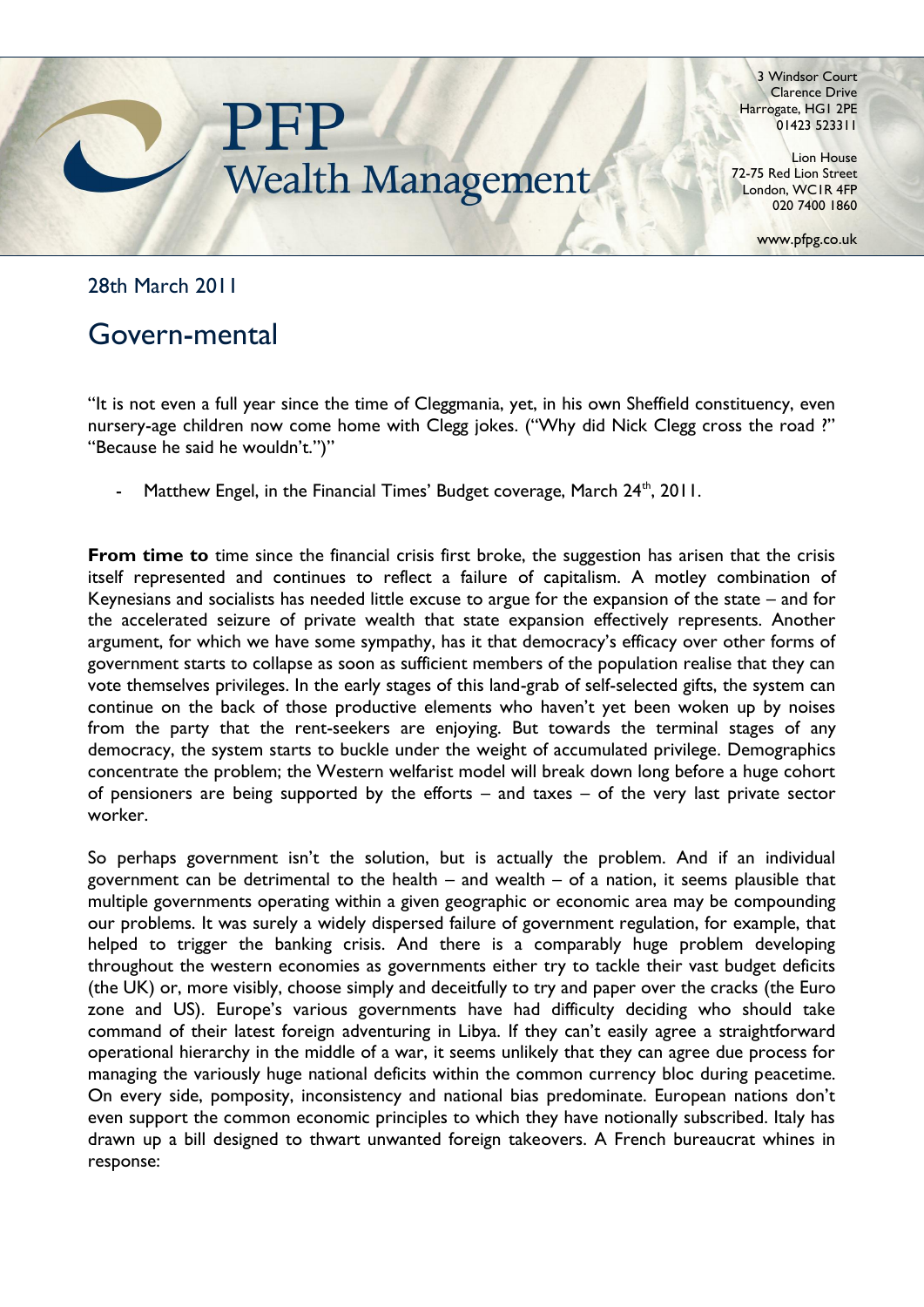PFP Wealth Management

3 Windsor Court
Clarence Drive
Harrogate, HG1 2PE
01423 523311

Lion House
72-75 Red Lion Street
London, WC1R 4FP
020 7400 1860

www.pfpg.co.uk

28th March 2011

# Govern-mental

"It is not even a full year since the time of Cleggmania, yet, in his own Sheffield constituency, even nursery-age children now come home with Clegg jokes. ("Why did Nick Clegg cross the road ?" "Because he said he wouldn't.")"

- Matthew Engel, in the Financial Times' Budget coverage, March 24th, 2011.

**From time to** time since the financial crisis first broke, the suggestion has arisen that the crisis itself represented and continues to reflect a failure of capitalism. A motley combination of Keynesians and socialists has needed little excuse to argue for the expansion of the state – and for the accelerated seizure of private wealth that state expansion effectively represents. Another argument, for which we have some sympathy, has it that democracy's efficacy over other forms of government starts to collapse as soon as sufficient members of the population realise that they can vote themselves privileges. In the early stages of this land-grab of self-selected gifts, the system can continue on the back of those productive elements who haven't yet been woken up by noises from the party that the rent-seekers are enjoying. But towards the terminal stages of any democracy, the system starts to buckle under the weight of accumulated privilege. Demographics concentrate the problem; the Western welfarist model will break down long before a huge cohort of pensioners are being supported by the efforts – and taxes – of the very last private sector worker.

So perhaps government isn't the solution, but is actually the problem. And if an individual government can be detrimental to the health – and wealth – of a nation, it seems plausible that multiple governments operating within a given geographic or economic area may be compounding our problems. It was surely a widely dispersed failure of government regulation, for example, that helped to trigger the banking crisis. And there is a comparably huge problem developing throughout the western economies as governments either try to tackle their vast budget deficits (the UK) or, more visibly, choose simply and deceitfully to try and paper over the cracks (the Euro zone and US). Europe's various governments have had difficulty deciding who should take command of their latest foreign adventuring in Libya. If they can't easily agree a straightforward operational hierarchy in the middle of a war, it seems unlikely that they can agree due process for managing the variously huge national deficits within the common currency bloc during peacetime. On every side, pomposity, inconsistency and national bias predominate. European nations don't even support the common economic principles to which they have notionally subscribed. Italy has drawn up a bill designed to thwart unwanted foreign takeovers. A French bureaucrat whines in response: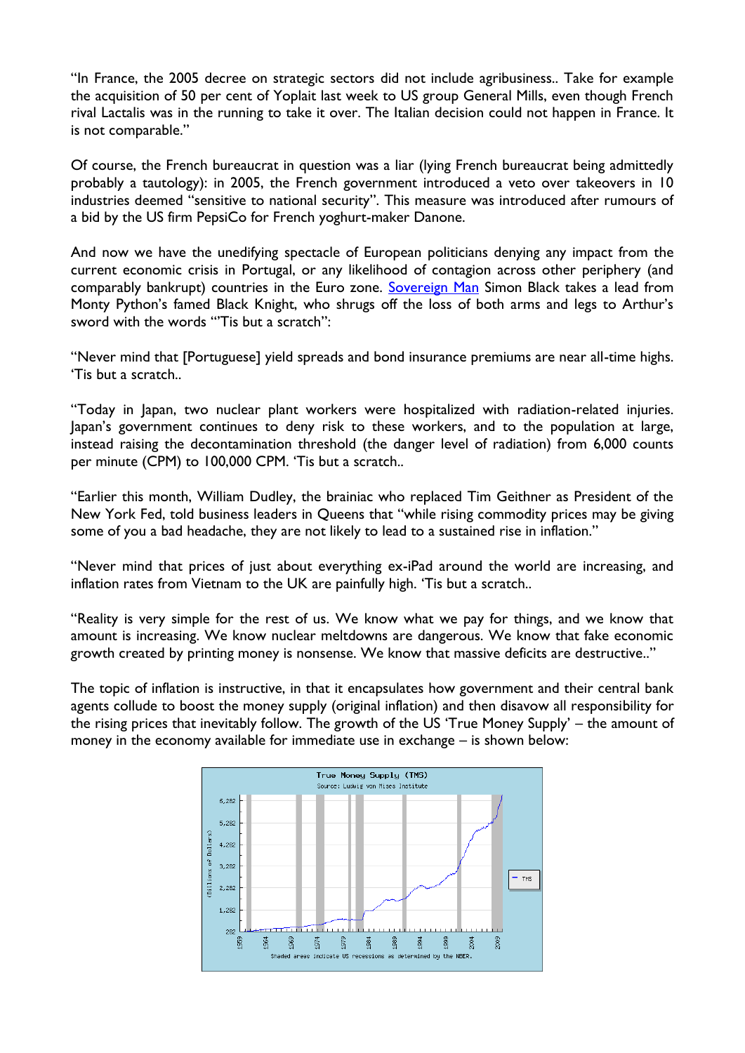"In France, the 2005 decree on strategic sectors did not include agribusiness.. Take for example the acquisition of 50 per cent of Yoplait last week to US group General Mills, even though French rival Lactalis was in the running to take it over. The Italian decision could not happen in France. It is not comparable."

Of course, the French bureaucrat in question was a liar (lying French bureaucrat being admittedly probably a tautology): in 2005, the French government introduced a veto over takeovers in 10 industries deemed "sensitive to national security". This measure was introduced after rumours of a bid by the US firm PepsiCo for French yoghurt-maker Danone.

And now we have the unedifying spectacle of European politicians denying any impact from the current economic crisis in Portugal, or any likelihood of contagion across other periphery (and comparably bankrupt) countries in the Euro zone. Sovereign Man Simon Black takes a lead from Monty Python's famed Black Knight, who shrugs off the loss of both arms and legs to Arthur's sword with the words "'Tis but a scratch":

"Never mind that [Portuguese] yield spreads and bond insurance premiums are near all-time highs. 'Tis but a scratch..

"Today in Japan, two nuclear plant workers were hospitalized with radiation-related injuries. Japan's government continues to deny risk to these workers, and to the population at large, instead raising the decontamination threshold (the danger level of radiation) from 6,000 counts per minute (CPM) to 100,000 CPM. 'Tis but a scratch..

"Earlier this month, William Dudley, the brainiac who replaced Tim Geithner as President of the New York Fed, told business leaders in Queens that "while rising commodity prices may be giving some of you a bad headache, they are not likely to lead to a sustained rise in inflation."

"Never mind that prices of just about everything ex-iPad around the world are increasing, and inflation rates from Vietnam to the UK are painfully high. 'Tis but a scratch..

"Reality is very simple for the rest of us. We know what we pay for things, and we know that amount is increasing. We know nuclear meltdowns are dangerous. We know that fake economic growth created by printing money is nonsense. We know that massive deficits are destructive.."

The topic of inflation is instructive, in that it encapsulates how government and their central bank agents collude to boost the money supply (original inflation) and then disavow all responsibility for the rising prices that inevitably follow. The growth of the US 'True Money Supply' – the amount of money in the economy available for immediate use in exchange – is shown below: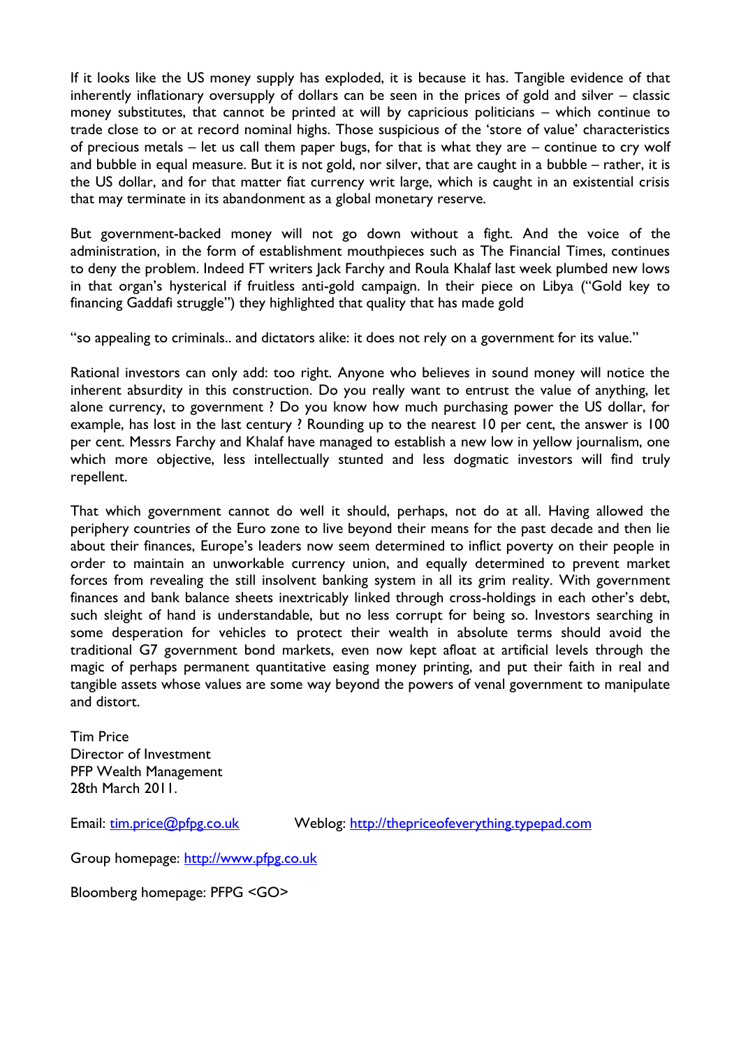If it looks like the US money supply has exploded, it is because it has. Tangible evidence of that inherently inflationary oversupply of dollars can be seen in the prices of gold and silver – classic money substitutes, that cannot be printed at will by capricious politicians – which continue to trade close to or at record nominal highs. Those suspicious of the 'store of value' characteristics of precious metals – let us call them paper bugs, for that is what they are – continue to cry wolf and bubble in equal measure. But it is not gold, nor silver, that are caught in a bubble – rather, it is the US dollar, and for that matter fiat currency writ large, which is caught in an existential crisis that may terminate in its abandonment as a global monetary reserve.

But government-backed money will not go down without a fight. And the voice of the administration, in the form of establishment mouthpieces such as The Financial Times, continues to deny the problem. Indeed FT writers Jack Farchy and Roula Khalaf last week plumbed new lows in that organ's hysterical if fruitless anti-gold campaign. In their piece on Libya ("Gold key to financing Gaddafi struggle") they highlighted that quality that has made gold

"so appealing to criminals.. and dictators alike: it does not rely on a government for its value."

Rational investors can only add: too right. Anyone who believes in sound money will notice the inherent absurdity in this construction. Do you really want to entrust the value of anything, let alone currency, to government ? Do you know how much purchasing power the US dollar, for example, has lost in the last century ? Rounding up to the nearest 10 per cent, the answer is 100 per cent. Messrs Farchy and Khalaf have managed to establish a new low in yellow journalism, one which more objective, less intellectually stunted and less dogmatic investors will find truly repellent.

That which government cannot do well it should, perhaps, not do at all. Having allowed the periphery countries of the Euro zone to live beyond their means for the past decade and then lie about their finances, Europe's leaders now seem determined to inflict poverty on their people in order to maintain an unworkable currency union, and equally determined to prevent market forces from revealing the still insolvent banking system in all its grim reality. With government finances and bank balance sheets inextricably linked through cross-holdings in each other's debt, such sleight of hand is understandable, but no less corrupt for being so. Investors searching in some desperation for vehicles to protect their wealth in absolute terms should avoid the traditional G7 government bond markets, even now kept afloat at artificial levels through the magic of perhaps permanent quantitative easing money printing, and put their faith in real and tangible assets whose values are some way beyond the powers of venal government to manipulate and distort.

Tim Price
Director of Investment
PFP Wealth Management
28th March 2011.

Email: [tim.price@pfpg.co.uk](mailto:tim.price@pfpg.co.uk) Weblog: [http://thepriceofeverything.typepad.com](http://thepriceofeverything.typepad.com)

Group homepage: [http://www.pfpg.co.uk](http://www.pfpg.co.uk)

Bloomberg homepage: PFPG <GO>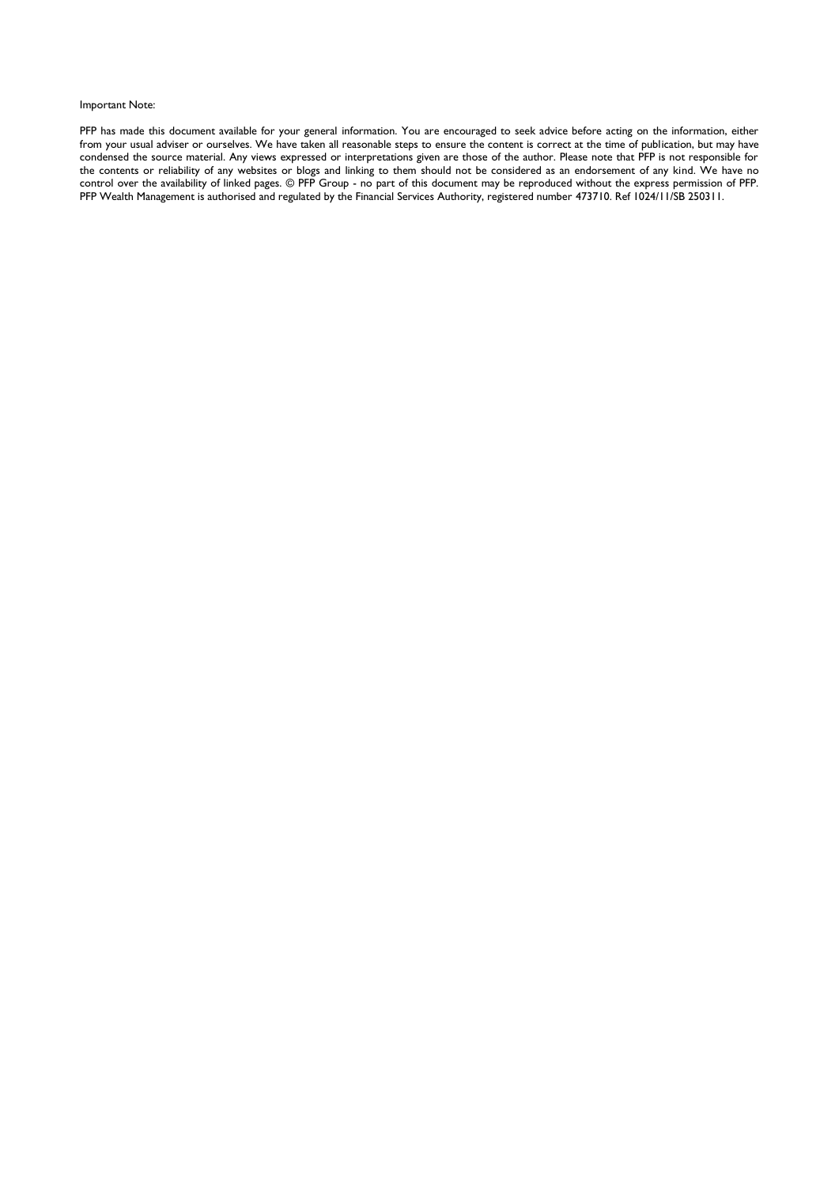Important Note:

PFP has made this document available for your general information. You are encouraged to seek advice before acting on the information, either from your usual adviser or ourselves. We have taken all reasonable steps to ensure the content is correct at the time of publication, but may have condensed the source material. Any views expressed or interpretations given are those of the author. Please note that PFP is not responsible for the contents or reliability of any websites or blogs and linking to them should not be considered as an endorsement of any kind. We have no control over the availability of linked pages. © PFP Group - no part of this document may be reproduced without the express permission of PFP. PFP Wealth Management is authorised and regulated by the Financial Services Authority, registered number 473710. Ref 1024/11/SB 250311.